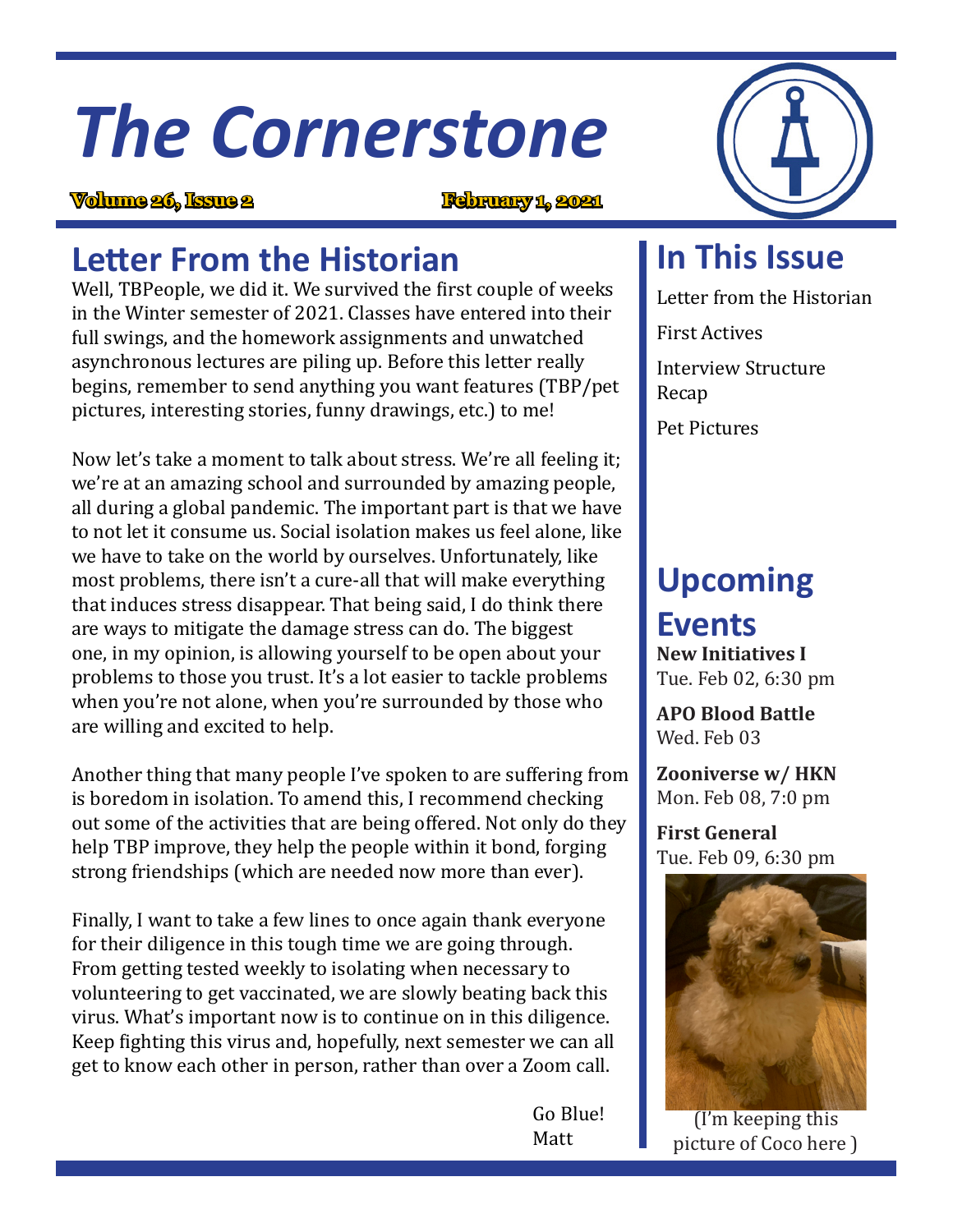# The Cornerstone

**Volume 26, Issue 2** **February 1, 2021**

## Letter From the Historian

Well, TBPeople, we did it. We survived the first couple of weeks in the Winter semester of 2021. Classes have entered into their full swings, and the homework assignments and unwatched asynchronous lectures are piling up. Before this letter really begins, remember to send anything you want features (TBP/pet pictures, interesting stories, funny drawings, etc.) to me!

Now let's take a moment to talk about stress. We're all feeling it; we're at an amazing school and surrounded by amazing people, all during a global pandemic. The important part is that we have to not let it consume us. Social isolation makes us feel alone, like we have to take on the world by ourselves. Unfortunately, like most problems, there isn't a cure-all that will make everything that induces stress disappear. That being said, I do think there are ways to mitigate the damage stress can do. The biggest one, in my opinion, is allowing yourself to be open about your problems to those you trust. It's a lot easier to tackle problems when you're not alone, when you're surrounded by those who are willing and excited to help.

Another thing that many people I've spoken to are suffering from is boredom in isolation. To amend this, I recommend checking out some of the activities that are being offered. Not only do they help TBP improve, they help the people within it bond, forging strong friendships (which are needed now more than ever).

Finally, I want to take a few lines to once again thank everyone for their diligence in this tough time we are going through. From getting tested weekly to isolating when necessary to volunteering to get vaccinated, we are slowly beating back this virus. What's important now is to continue on in this diligence. Keep fighting this virus and, hopefully, next semester we can all get to know each other in person, rather than over a Zoom call.

Go Blue!
Matt

## In This Issue

Letter from the Historian

First Actives

Interview Structure Recap

Pet Pictures

## Upcoming Events

**New Initiatives I**
Tue. Feb 02, 6:30 pm

**APO Blood Battle**
Wed. Feb 03

**Zooniverse w/ HKN**
Mon. Feb 08, 7:0 pm

**First General**
Tue. Feb 09, 6:30 pm

(I'm keeping this picture of Coco here )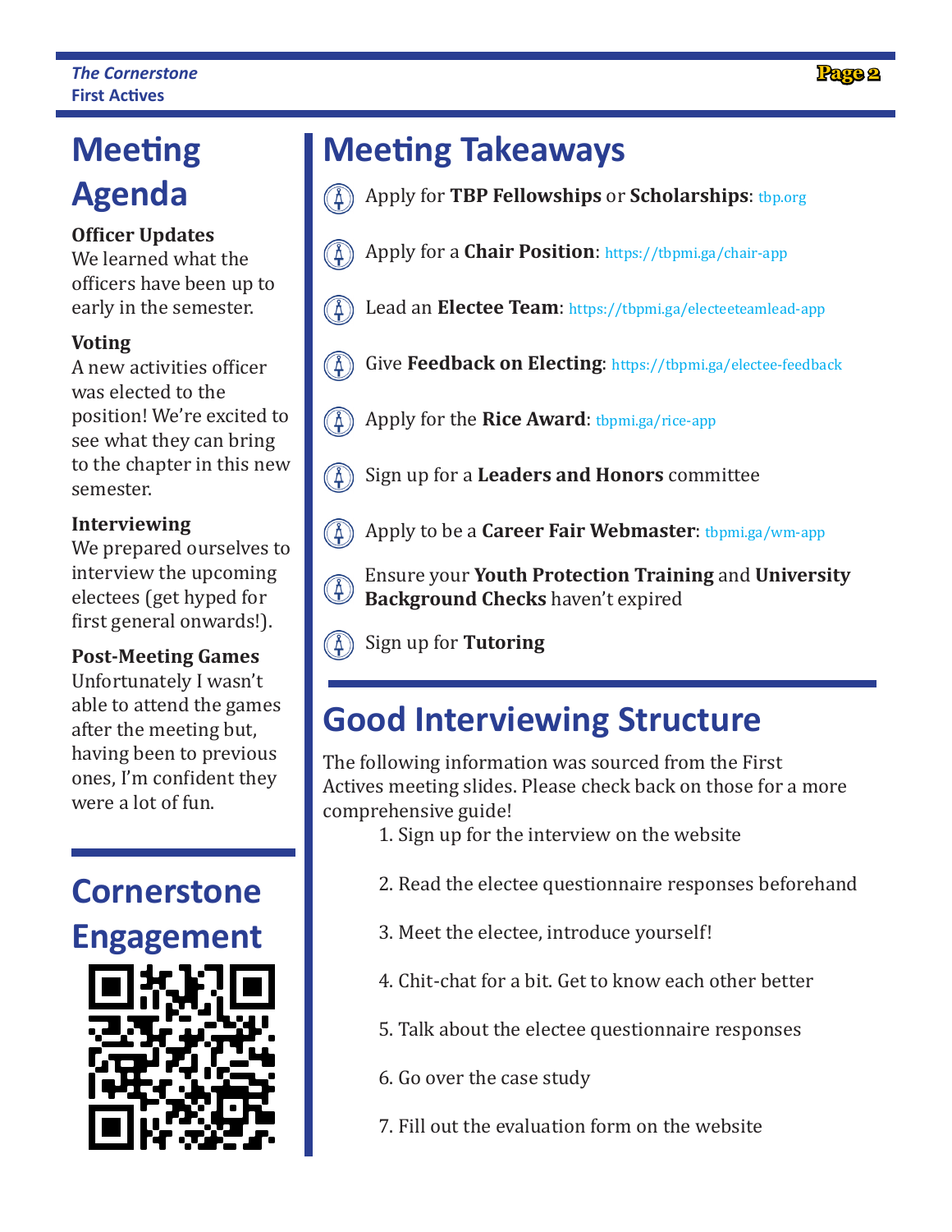# Meeting Agenda

**Officer Updates**
We learned what the officers have been up to early in the semester.

**Voting**
A new activities officer was elected to the position! We're excited to see what they can bring to the chapter in this new semester.

**Interviewing**
We prepared ourselves to interview the upcoming electees (get hyped for first general onwards!).

**Post-Meeting Games**
Unfortunately I wasn't able to attend the games after the meeting but, having been to previous ones, I'm confident they were a lot of fun.

# Cornerstone Engagement

# Meeting Takeaways

- Apply for **TBP Fellowships** or **Scholarships**: tbp.org
- Apply for a **Chair Position**: https://tbpmi.ga/chair-app
- Lead an **Electee Team**: https://tbpmi.ga/electeeteamlead-app
- Give **Feedback on Electing**: https://tbpmi.ga/electee-feedback
- Apply for the **Rice Award**: tbpmi.ga/rice-app
- Sign up for a **Leaders and Honors** committee
- Apply to be a **Career Fair Webmaster**: tbpmi.ga/wm-app
- Ensure your **Youth Protection Training** and **University Background Checks** haven't expired
- Sign up for **Tutoring**

# Good Interviewing Structure

The following information was sourced from the First Actives meeting slides. Please check back on those for a more comprehensive guide!

1. Sign up for the interview on the website
2. Read the electee questionnaire responses beforehand
3. Meet the electee, introduce yourself!
4. Chit-chat for a bit. Get to know each other better
5. Talk about the electee questionnaire responses
6. Go over the case study
7. Fill out the evaluation form on the website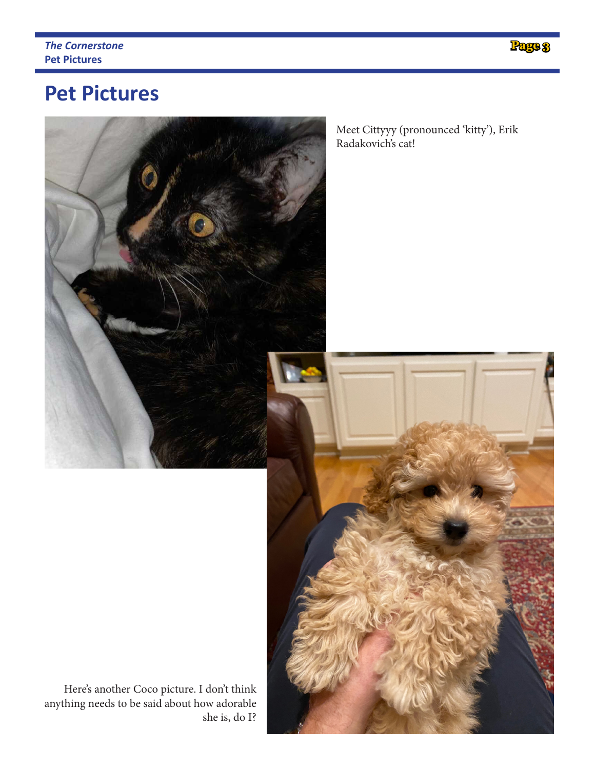# Pet Pictures

Meet Cittyyy (pronounced 'kitty'), Erik Radakovich's cat!

Here's another Coco picture. I don't think anything needs to be said about how adorable she is, do I?